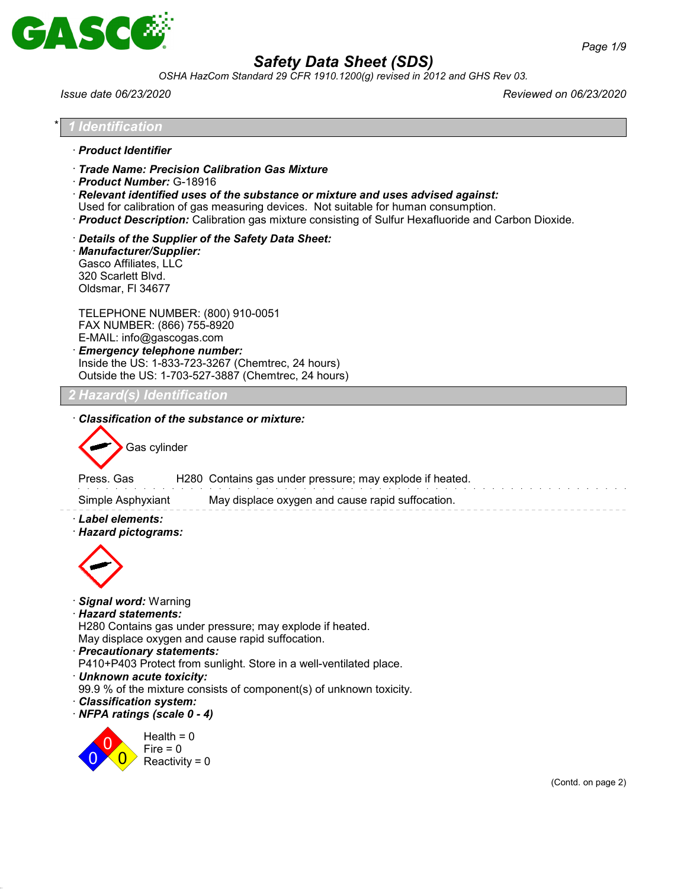# Safety Data Sheet (SDS)

*OSHA HazCom Standard 29 CFR 1910.1200(g) revised in 2012 and GHS Rev 03.*

*Issue date 06/23/2020* *Reviewed on 06/23/2020*

## * 1 Identification

· **Product Identifier**

· **Trade Name: Precision Calibration Gas Mixture**
· **Product Number:** G-18916
· **Relevant identified uses of the substance or mixture and uses advised against:**
Used for calibration of gas measuring devices. Not suitable for human consumption.
· **Product Description:** Calibration gas mixture consisting of Sulfur Hexafluoride and Carbon Dioxide.

· **Details of the Supplier of the Safety Data Sheet:**
· **Manufacturer/Supplier:**
Gasco Affiliates, LLC
320 Scarlett Blvd.
Oldsmar, Fl 34677

TELEPHONE NUMBER: (800) 910-0051
FAX NUMBER: (866) 755-8920
E-MAIL: info@gascogas.com
· **Emergency telephone number:**
Inside the US: 1-833-723-3267 (Chemtrec, 24 hours)
Outside the US: 1-703-527-3887 (Chemtrec, 24 hours)

## 2 Hazard(s) Identification

· **Classification of the substance or mixture:**

Gas cylinder

| | | |
|---|---|---|
| Press. Gas | H280 | Contains gas under pressure; may explode if heated. |
| Simple Asphyxiant | | May displace oxygen and cause rapid suffocation. |

· **Label elements:**
· **Hazard pictograms:**

· **Signal word:** Warning
· **Hazard statements:**
H280 Contains gas under pressure; may explode if heated.
May displace oxygen and cause rapid suffocation.
· **Precautionary statements:**
P410+P403 Protect from sunlight. Store in a well-ventilated place.
· **Unknown acute toxicity:**
99.9 % of the mixture consists of component(s) of unknown toxicity.
· **Classification system:**
· **NFPA ratings (scale 0 - 4)**

Health = 0
Fire = 0
Reactivity = 0

(Contd. on page 2)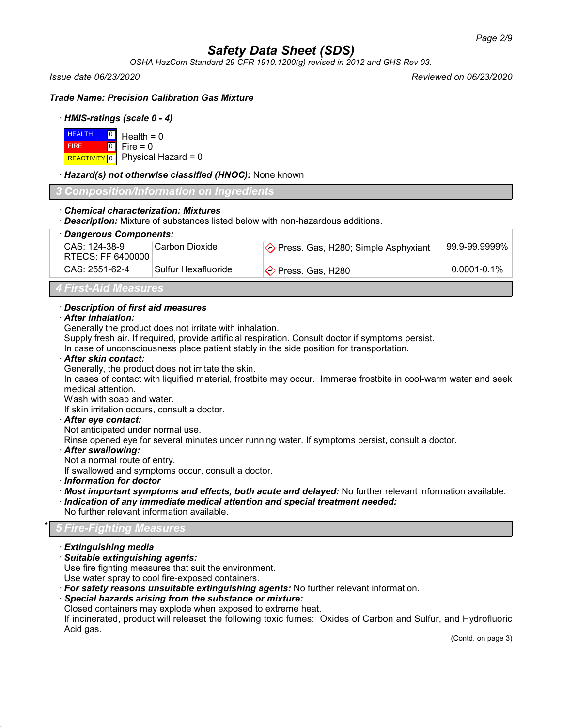# Safety Data Sheet (SDS)

*OSHA HazCom Standard 29 CFR 1910.1200(g) revised in 2012 and GHS Rev 03.*

*Issue date 06/23/2020* *Reviewed on 06/23/2020*

***Trade Name: Precision Calibration Gas Mixture***

· ***HMIS-ratings (scale 0 - 4)***

| | | |
|---|---|---|
| HEALTH | 0 | Health = 0 |
| FIRE | 0 | Fire = 0 |
| REACTIVITY | 0 | Physical Hazard = 0 |

· ***Hazard(s) not otherwise classified (HNOC):*** None known

## 3 Composition/Information on Ingredients

· ***Chemical characterization: Mixtures***
· ***Description:*** Mixture of substances listed below with non-hazardous additions.

· ***Dangerous Components:***

| | | | |
|---|---|---|---|
| CAS: 124-38-9<br>RTECS: FF 6400000 | Carbon Dioxide | Press. Gas, H280; Simple Asphyxiant | 99.9-99.9999% |
| CAS: 2551-62-4 | Sulfur Hexafluoride | Press. Gas, H280 | 0.0001-0.1% |

## 4 First-Aid Measures

· ***Description of first aid measures***
· ***After inhalation:***
Generally the product does not irritate with inhalation.
Supply fresh air. If required, provide artificial respiration. Consult doctor if symptoms persist.
In case of unconsciousness place patient stably in the side position for transportation.
· ***After skin contact:***
Generally, the product does not irritate the skin.
In cases of contact with liquified material, frostbite may occur. Immerse frostbite in cool-warm water and seek medical attention.
Wash with soap and water.
If skin irritation occurs, consult a doctor.
· ***After eye contact:***
Not anticipated under normal use.
Rinse opened eye for several minutes under running water. If symptoms persist, consult a doctor.
· ***After swallowing:***
Not a normal route of entry.
If swallowed and symptoms occur, consult a doctor.
· ***Information for doctor***
· ***Most important symptoms and effects, both acute and delayed:*** No further relevant information available.
· ***Indication of any immediate medical attention and special treatment needed:***
No further relevant information available.

## * 5 Fire-Fighting Measures

· ***Extinguishing media***
· ***Suitable extinguishing agents:***
Use fire fighting measures that suit the environment.
Use water spray to cool fire-exposed containers.
· ***For safety reasons unsuitable extinguishing agents:*** No further relevant information.
· ***Special hazards arising from the substance or mixture:***
Closed containers may explode when exposed to extreme heat.
If incinerated, product will releaset the following toxic fumes: Oxides of Carbon and Sulfur, and Hydrofluoric Acid gas.

(Contd. on page 3)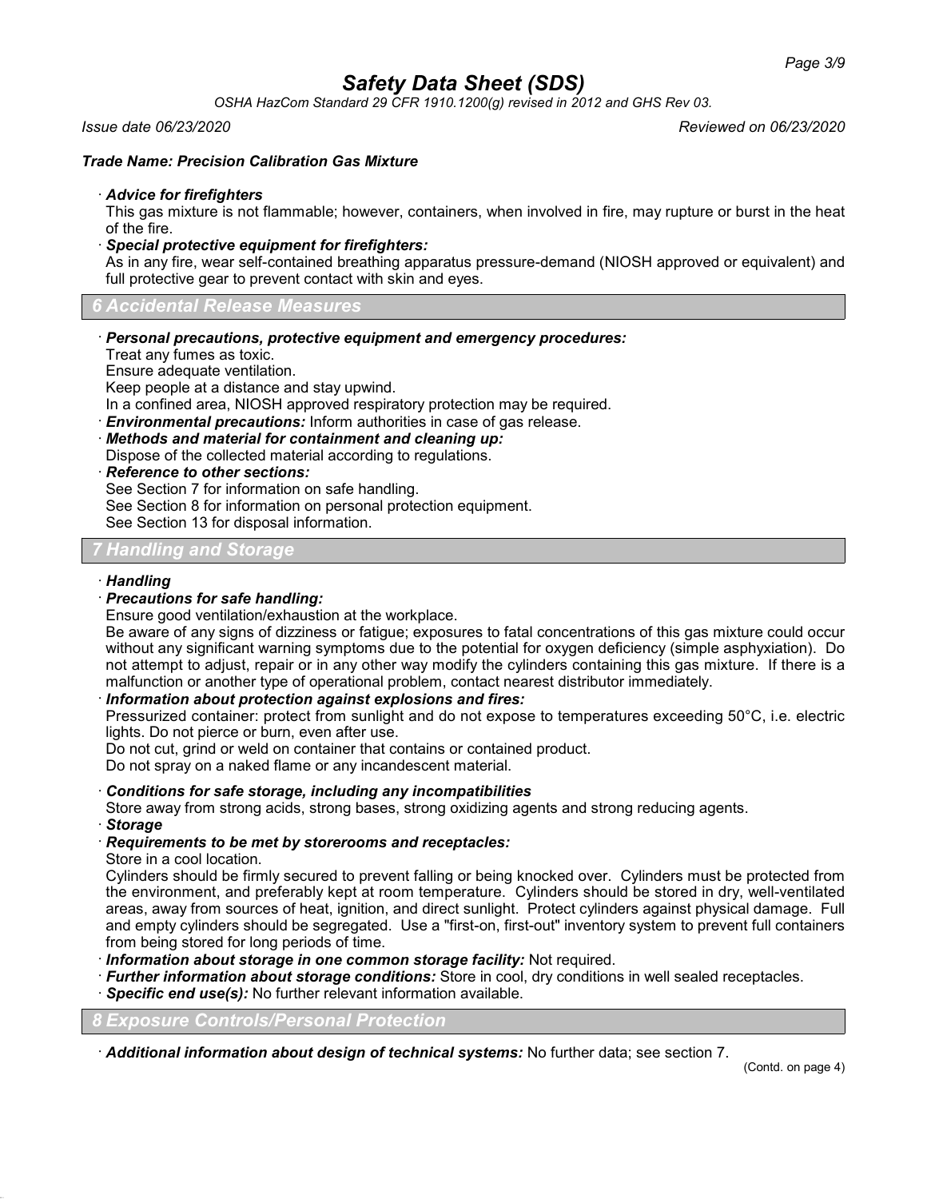**Trade Name: Precision Calibration Gas Mixture**

· ***Advice for firefighters***
This gas mixture is not flammable; however, containers, when involved in fire, may rupture or burst in the heat of the fire.

· ***Special protective equipment for firefighters:***
As in any fire, wear self-contained breathing apparatus pressure-demand (NIOSH approved or equivalent) and full protective gear to prevent contact with skin and eyes.

## 6 Accidental Release Measures

· ***Personal precautions, protective equipment and emergency procedures:***
Treat any fumes as toxic.
Ensure adequate ventilation.
Keep people at a distance and stay upwind.
In a confined area, NIOSH approved respiratory protection may be required.

· ***Environmental precautions:*** Inform authorities in case of gas release.

· ***Methods and material for containment and cleaning up:***
Dispose of the collected material according to regulations.

· ***Reference to other sections:***
See Section 7 for information on safe handling.
See Section 8 for information on personal protection equipment.
See Section 13 for disposal information.

## 7 Handling and Storage

· ***Handling***

· ***Precautions for safe handling:***
Ensure good ventilation/exhaustion at the workplace.
Be aware of any signs of dizziness or fatigue; exposures to fatal concentrations of this gas mixture could occur without any significant warning symptoms due to the potential for oxygen deficiency (simple asphyxiation). Do not attempt to adjust, repair or in any other way modify the cylinders containing this gas mixture. If there is a malfunction or another type of operational problem, contact nearest distributor immediately.

· ***Information about protection against explosions and fires:***
Pressurized container: protect from sunlight and do not expose to temperatures exceeding 50°C, i.e. electric lights. Do not pierce or burn, even after use.
Do not cut, grind or weld on container that contains or contained product.
Do not spray on a naked flame or any incandescent material.

· ***Conditions for safe storage, including any incompatibilities***
Store away from strong acids, strong bases, strong oxidizing agents and strong reducing agents.

· ***Storage***

· ***Requirements to be met by storerooms and receptacles:***
Store in a cool location.
Cylinders should be firmly secured to prevent falling or being knocked over. Cylinders must be protected from the environment, and preferably kept at room temperature. Cylinders should be stored in dry, well-ventilated areas, away from sources of heat, ignition, and direct sunlight. Protect cylinders against physical damage. Full and empty cylinders should be segregated. Use a "first-on, first-out" inventory system to prevent full containers from being stored for long periods of time.

· ***Information about storage in one common storage facility:*** Not required.

· ***Further information about storage conditions:*** Store in cool, dry conditions in well sealed receptacles.

· ***Specific end use(s):*** No further relevant information available.

## 8 Exposure Controls/Personal Protection

· ***Additional information about design of technical systems:*** No further data; see section 7.

(Contd. on page 4)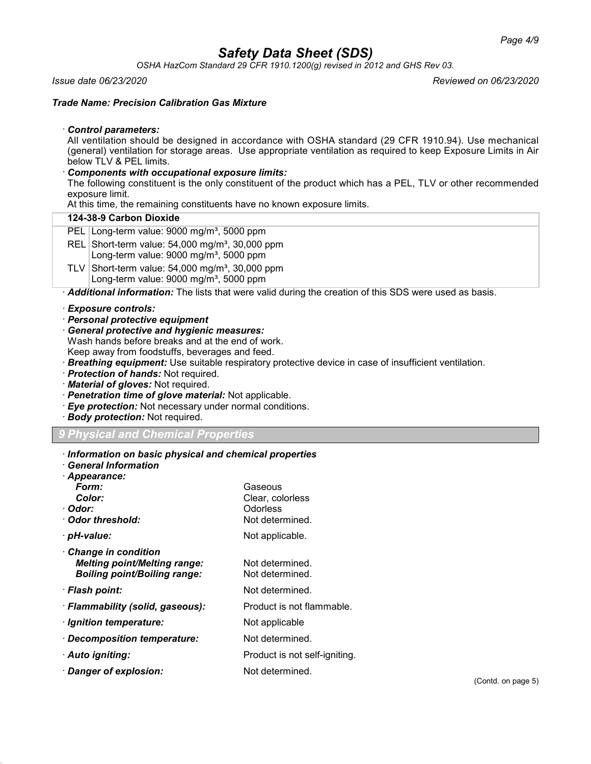# Safety Data Sheet (SDS)

*OSHA HazCom Standard 29 CFR 1910.1200(g) revised in 2012 and GHS Rev 03.*

*Issue date 06/23/2020* *Reviewed on 06/23/2020*

***Trade Name: Precision Calibration Gas Mixture***

· ***Control parameters:***
All ventilation should be designed in accordance with OSHA standard (29 CFR 1910.94). Use mechanical (general) ventilation for storage areas. Use appropriate ventilation as required to keep Exposure Limits in Air below TLV & PEL limits.

· ***Components with occupational exposure limits:***
The following constituent is the only constituent of the product which has a PEL, TLV or other recommended exposure limit.
At this time, the remaining constituents have no known exposure limits.

| 124-38-9 Carbon Dioxide | |
|---|---|
| PEL | Long-term value: 9000 mg/m³, 5000 ppm |
| REL | Short-term value: 54,000 mg/m³, 30,000 ppm<br>Long-term value: 9000 mg/m³, 5000 ppm |
| TLV | Short-term value: 54,000 mg/m³, 30,000 ppm<br>Long-term value: 9000 mg/m³, 5000 ppm |

· ***Additional information:*** The lists that were valid during the creation of this SDS were used as basis.

· ***Exposure controls:***
· ***Personal protective equipment***
· ***General protective and hygienic measures:***
Wash hands before breaks and at the end of work.
Keep away from foodstuffs, beverages and feed.
· ***Breathing equipment:*** Use suitable respiratory protective device in case of insufficient ventilation.
· ***Protection of hands:*** Not required.
· ***Material of gloves:*** Not required.
· ***Penetration time of glove material:*** Not applicable.
· ***Eye protection:*** Not necessary under normal conditions.
· ***Body protection:*** Not required.

## 9 Physical and Chemical Properties

· ***Information on basic physical and chemical properties***
· ***General Information***

| | |
|---|---|
| · ***Appearance:*** | |
| ***Form:*** | Gaseous |
| ***Color:*** | Clear, colorless |
| · ***Odor:*** | Odorless |
| · ***Odor threshold:*** | Not determined. |
| · ***pH-value:*** | Not applicable. |
| · ***Change in condition*** | |
| ***Melting point/Melting range:*** | Not determined. |
| ***Boiling point/Boiling range:*** | Not determined. |
| · ***Flash point:*** | Not determined. |
| · ***Flammability (solid, gaseous):*** | Product is not flammable. |
| · ***Ignition temperature:*** | Not applicable |
| · ***Decomposition temperature:*** | Not determined. |
| · ***Auto igniting:*** | Product is not self-igniting. |
| · ***Danger of explosion:*** | Not determined. |

(Contd. on page 5)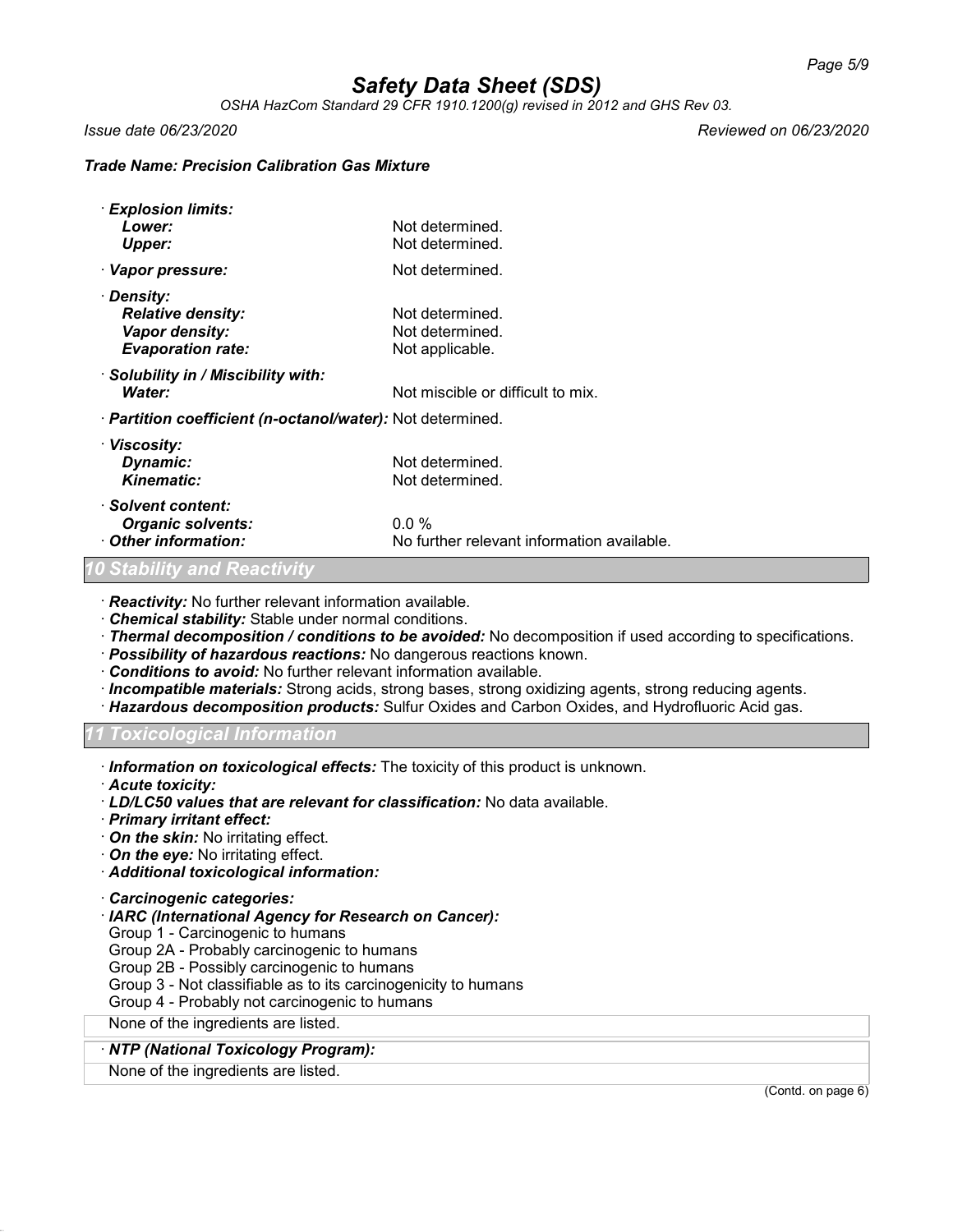· **Explosion limits:**
  **Lower:** Not determined.
  **Upper:** Not determined.

· **Vapor pressure:** Not determined.

· **Density:**
  **Relative density:** Not determined.
  **Vapor density:** Not determined.
  **Evaporation rate:** Not applicable.

· **Solubility in / Miscibility with:**
  **Water:** Not miscible or difficult to mix.

· **Partition coefficient (n-octanol/water):** Not determined.

· **Viscosity:**
  **Dynamic:** Not determined.
  **Kinematic:** Not determined.

· **Solvent content:**
  **Organic solvents:** 0.0 %

· **Other information:** No further relevant information available.

## 10 Stability and Reactivity

· **Reactivity:** No further relevant information available.
· **Chemical stability:** Stable under normal conditions.
· **Thermal decomposition / conditions to be avoided:** No decomposition if used according to specifications.
· **Possibility of hazardous reactions:** No dangerous reactions known.
· **Conditions to avoid:** No further relevant information available.
· **Incompatible materials:** Strong acids, strong bases, strong oxidizing agents, strong reducing agents.
· **Hazardous decomposition products:** Sulfur Oxides and Carbon Oxides, and Hydrofluoric Acid gas.

## 11 Toxicological Information

· **Information on toxicological effects:** The toxicity of this product is unknown.
· **Acute toxicity:**
· **LD/LC50 values that are relevant for classification:** No data available.
· **Primary irritant effect:**
· **On the skin:** No irritating effect.
· **On the eye:** No irritating effect.
· **Additional toxicological information:**

· **Carcinogenic categories:**
· **IARC (International Agency for Research on Cancer):**
Group 1 - Carcinogenic to humans
Group 2A - Probably carcinogenic to humans
Group 2B - Possibly carcinogenic to humans
Group 3 - Not classifiable as to its carcinogenicity to humans
Group 4 - Probably not carcinogenic to humans

None of the ingredients are listed.

· **NTP (National Toxicology Program):**

None of the ingredients are listed.

(Contd. on page 6)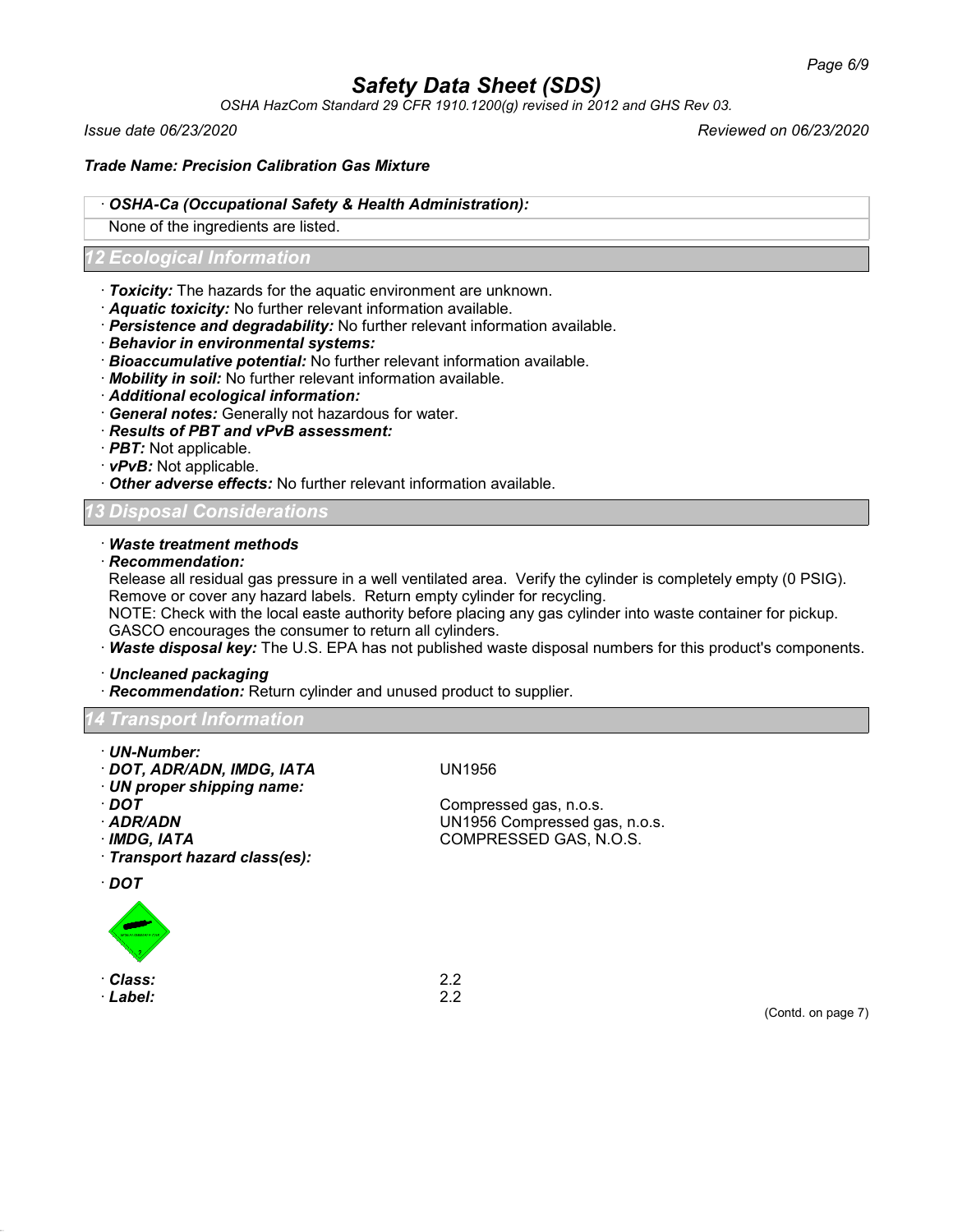· **OSHA-Ca (Occupational Safety & Health Administration):**

None of the ingredients are listed.

## 12 Ecological Information

· **Toxicity:** The hazards for the aquatic environment are unknown.
· **Aquatic toxicity:** No further relevant information available.
· **Persistence and degradability:** No further relevant information available.
· **Behavior in environmental systems:**
· **Bioaccumulative potential:** No further relevant information available.
· **Mobility in soil:** No further relevant information available.
· **Additional ecological information:**
· **General notes:** Generally not hazardous for water.
· **Results of PBT and vPvB assessment:**
· **PBT:** Not applicable.
· **vPvB:** Not applicable.
· **Other adverse effects:** No further relevant information available.

## 13 Disposal Considerations

· **Waste treatment methods**
· **Recommendation:**
Release all residual gas pressure in a well ventilated area. Verify the cylinder is completely empty (0 PSIG). Remove or cover any hazard labels. Return empty cylinder for recycling.
NOTE: Check with the local easte authority before placing any gas cylinder into waste container for pickup. GASCO encourages the consumer to return all cylinders.
· **Waste disposal key:** The U.S. EPA has not published waste disposal numbers for this product's components.

· **Uncleaned packaging**
· **Recommendation:** Return cylinder and unused product to supplier.

## 14 Transport Information

· **UN-Number:**
· **DOT, ADR/ADN, IMDG, IATA** UN1956
· **UN proper shipping name:**
· **DOT** Compressed gas, n.o.s.
· **ADR/ADN** UN1956 Compressed gas, n.o.s.
· **IMDG, IATA** COMPRESSED GAS, N.O.S.
· **Transport hazard class(es):**

· **DOT**

· **Class:** 2.2
· **Label:** 2.2

(Contd. on page 7)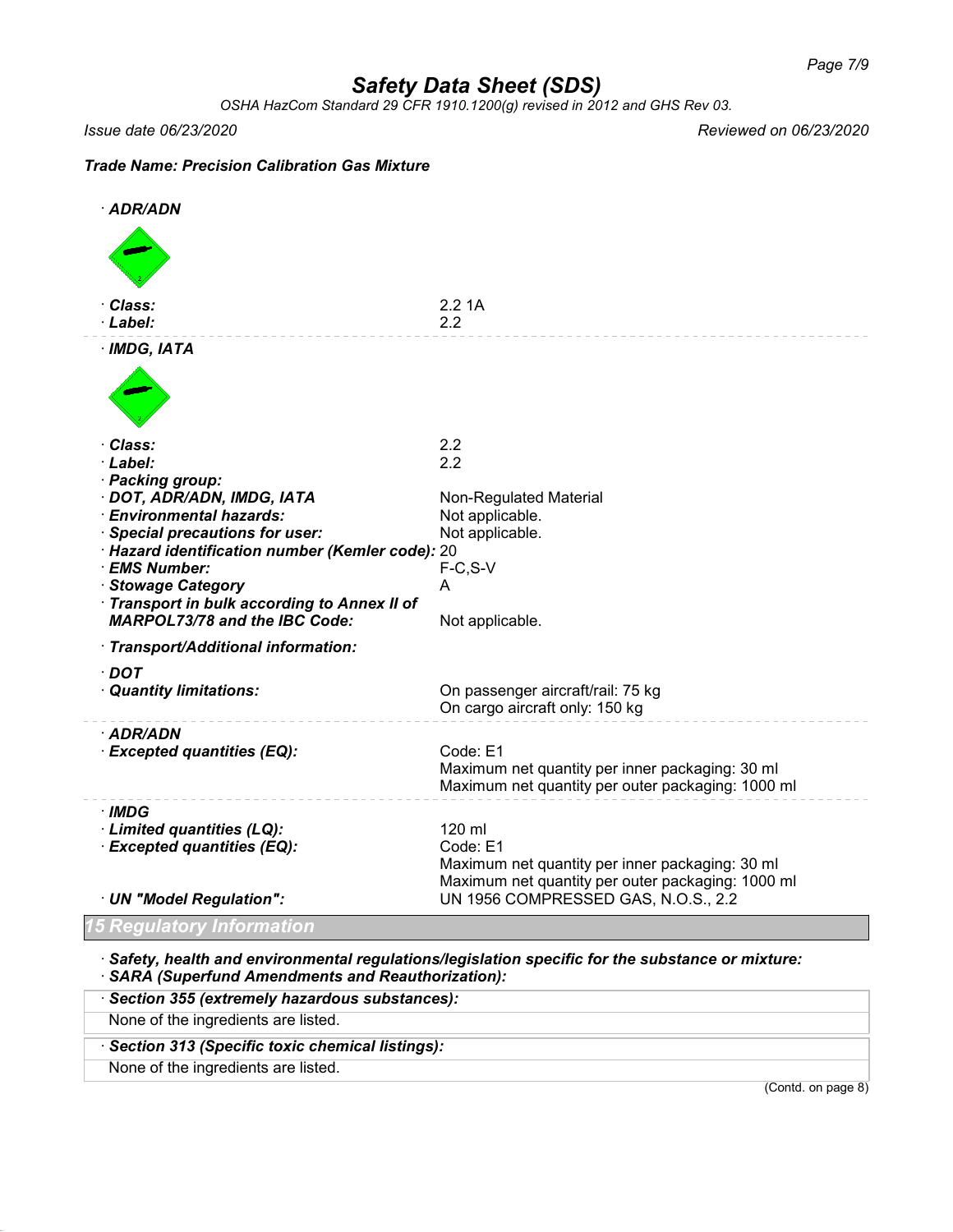Page 7/9

# Safety Data Sheet (SDS)

*OSHA HazCom Standard 29 CFR 1910.1200(g) revised in 2012 and GHS Rev 03.*

*Issue date 06/23/2020* *Reviewed on 06/23/2020*

***Trade Name: Precision Calibration Gas Mixture***

· ***ADR/ADN***

· ***Class:*** 2.2 1A
· ***Label:*** 2.2

· ***IMDG, IATA***

· ***Class:*** 2.2
· ***Label:*** 2.2
· ***Packing group:***
· ***DOT, ADR/ADN, IMDG, IATA*** Non-Regulated Material
· ***Environmental hazards:*** Not applicable.
· ***Special precautions for user:*** Not applicable.
· ***Hazard identification number (Kemler code):*** 20
· ***EMS Number:*** F-C,S-V
· ***Stowage Category*** A
· ***Transport in bulk according to Annex II of MARPOL73/78 and the IBC Code:*** Not applicable.

· ***Transport/Additional information:***

· ***DOT***
· ***Quantity limitations:*** On passenger aircraft/rail: 75 kg
On cargo aircraft only: 150 kg

· ***ADR/ADN***
· ***Excepted quantities (EQ):*** Code: E1
Maximum net quantity per inner packaging: 30 ml
Maximum net quantity per outer packaging: 1000 ml

· ***IMDG***
· ***Limited quantities (LQ):*** 120 ml
· ***Excepted quantities (EQ):*** Code: E1
Maximum net quantity per inner packaging: 30 ml
Maximum net quantity per outer packaging: 1000 ml
· ***UN "Model Regulation":*** UN 1956 COMPRESSED GAS, N.O.S., 2.2

## 15 Regulatory Information

· ***Safety, health and environmental regulations/legislation specific for the substance or mixture:***
· ***SARA (Superfund Amendments and Reauthorization):***

· ***Section 355 (extremely hazardous substances):***

None of the ingredients are listed.

· ***Section 313 (Specific toxic chemical listings):***

None of the ingredients are listed.

(Contd. on page 8)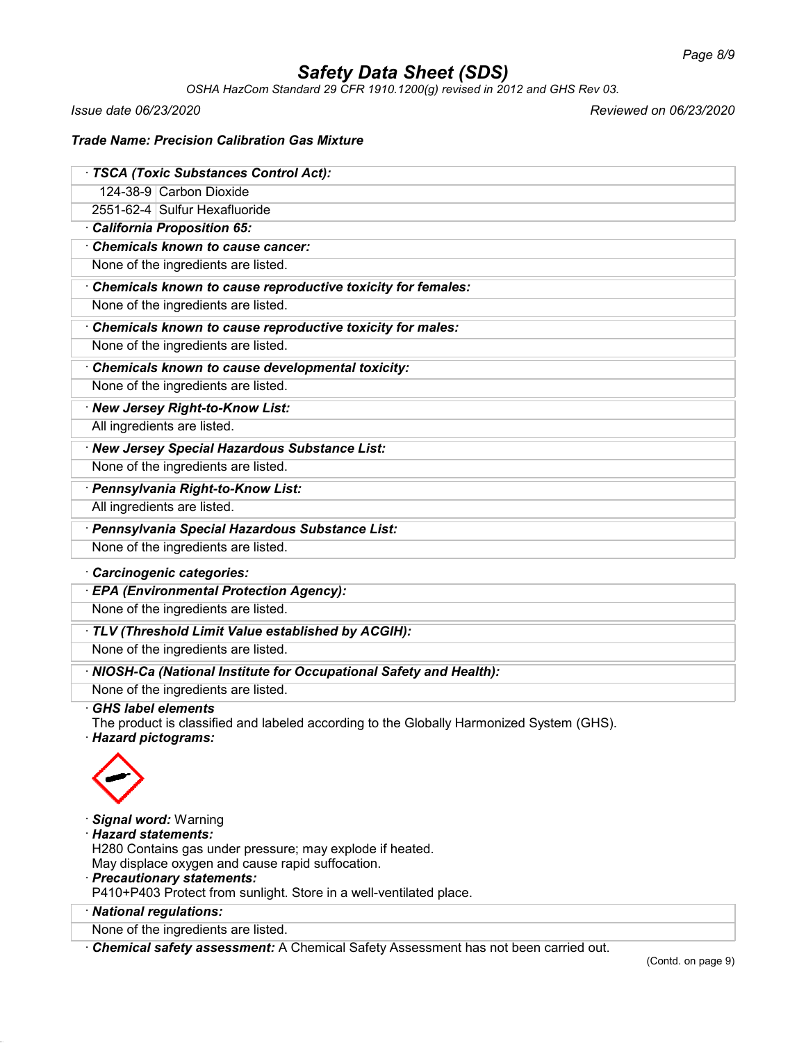# Safety Data Sheet (SDS)

*OSHA HazCom Standard 29 CFR 1910.1200(g) revised in 2012 and GHS Rev 03.*

*Issue date 06/23/2020* *Reviewed on 06/23/2020*

***Trade Name: Precision Calibration Gas Mixture***

· ***TSCA (Toxic Substances Control Act):***

| | |
|---|---|
| 124-38-9 | Carbon Dioxide |
| 2551-62-4 | Sulfur Hexafluoride |

· ***California Proposition 65:***

· ***Chemicals known to cause cancer:***

None of the ingredients are listed.

· ***Chemicals known to cause reproductive toxicity for females:***

None of the ingredients are listed.

· ***Chemicals known to cause reproductive toxicity for males:***

None of the ingredients are listed.

· ***Chemicals known to cause developmental toxicity:***

None of the ingredients are listed.

· ***New Jersey Right-to-Know List:***

All ingredients are listed.

· ***New Jersey Special Hazardous Substance List:***

None of the ingredients are listed.

· ***Pennsylvania Right-to-Know List:***

All ingredients are listed.

· ***Pennsylvania Special Hazardous Substance List:***

None of the ingredients are listed.

· ***Carcinogenic categories:***

· ***EPA (Environmental Protection Agency):***

None of the ingredients are listed.

· ***TLV (Threshold Limit Value established by ACGIH):***

None of the ingredients are listed.

· ***NIOSH-Ca (National Institute for Occupational Safety and Health):***

None of the ingredients are listed.

· ***GHS label elements***

The product is classified and labeled according to the Globally Harmonized System (GHS).

· ***Hazard pictograms:***

· ***Signal word:*** Warning

· ***Hazard statements:***

H280 Contains gas under pressure; may explode if heated.

May displace oxygen and cause rapid suffocation.

· ***Precautionary statements:***

P410+P403 Protect from sunlight. Store in a well-ventilated place.

· ***National regulations:***

None of the ingredients are listed.

· ***Chemical safety assessment:*** A Chemical Safety Assessment has not been carried out.

(Contd. on page 9)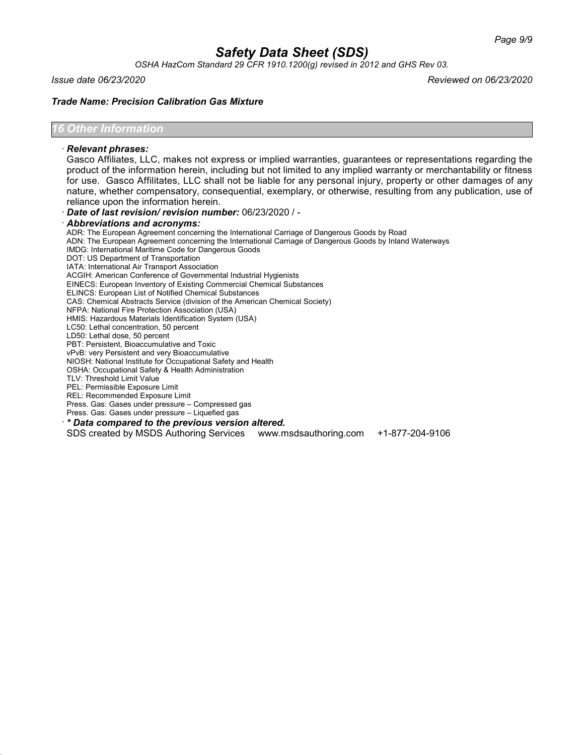## 16 Other Information

· ***Relevant phrases:***

Gasco Affiliates, LLC, makes not express or implied warranties, guarantees or representations regarding the product of the information herein, including but not limited to any implied warranty or merchantability or fitness for use. Gasco Affilitates, LLC shall not be liable for any personal injury, property or other damages of any nature, whether compensatory, consequential, exemplary, or otherwise, resulting from any publication, use of reliance upon the information herein.

· ***Date of last revision/ revision number:*** 06/23/2020 / -

· ***Abbreviations and acronyms:***

ADR: The European Agreement concerning the International Carriage of Dangerous Goods by Road
ADN: The European Agreement concerning the International Carriage of Dangerous Goods by Inland Waterways
IMDG: International Maritime Code for Dangerous Goods
DOT: US Department of Transportation
IATA: International Air Transport Association
ACGIH: American Conference of Governmental Industrial Hygienists
EINECS: European Inventory of Existing Commercial Chemical Substances
ELINCS: European List of Notified Chemical Substances
CAS: Chemical Abstracts Service (division of the American Chemical Society)
NFPA: National Fire Protection Association (USA)
HMIS: Hazardous Materials Identification System (USA)
LC50: Lethal concentration, 50 percent
LD50: Lethal dose, 50 percent
PBT: Persistent, Bioaccumulative and Toxic
vPvB: very Persistent and very Bioaccumulative
NIOSH: National Institute for Occupational Safety and Health
OSHA: Occupational Safety & Health Administration
TLV: Threshold Limit Value
PEL: Permissible Exposure Limit
REL: Recommended Exposure Limit
Press. Gas: Gases under pressure – Compressed gas
Press. Gas: Gases under pressure – Liquefied gas

· ***\* Data compared to the previous version altered.***

SDS created by MSDS Authoring Services www.msdsauthoring.com +1-877-204-9106